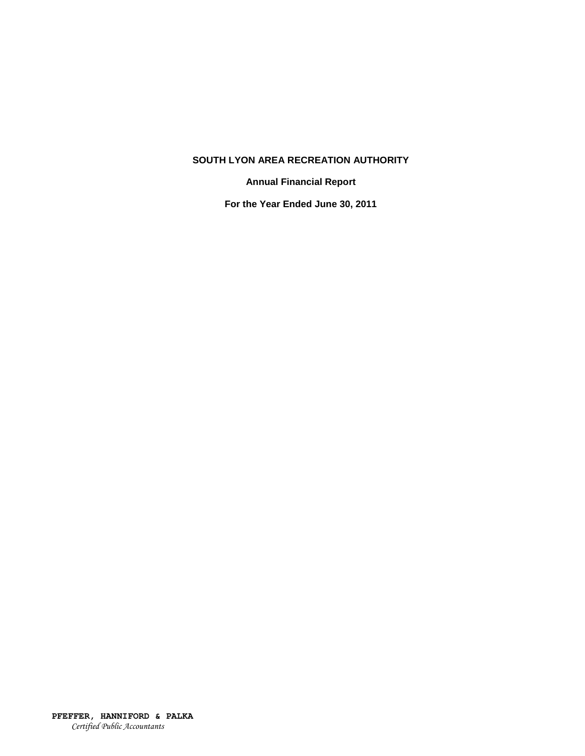# SOUTH LYON AREA RECREATION AUTHORITY

**Annual Financial Report**

**For the Year Ended June 30, 2011**

**PFEFFER, HANNIFORD & PALKA**
*Certified Public Accountants*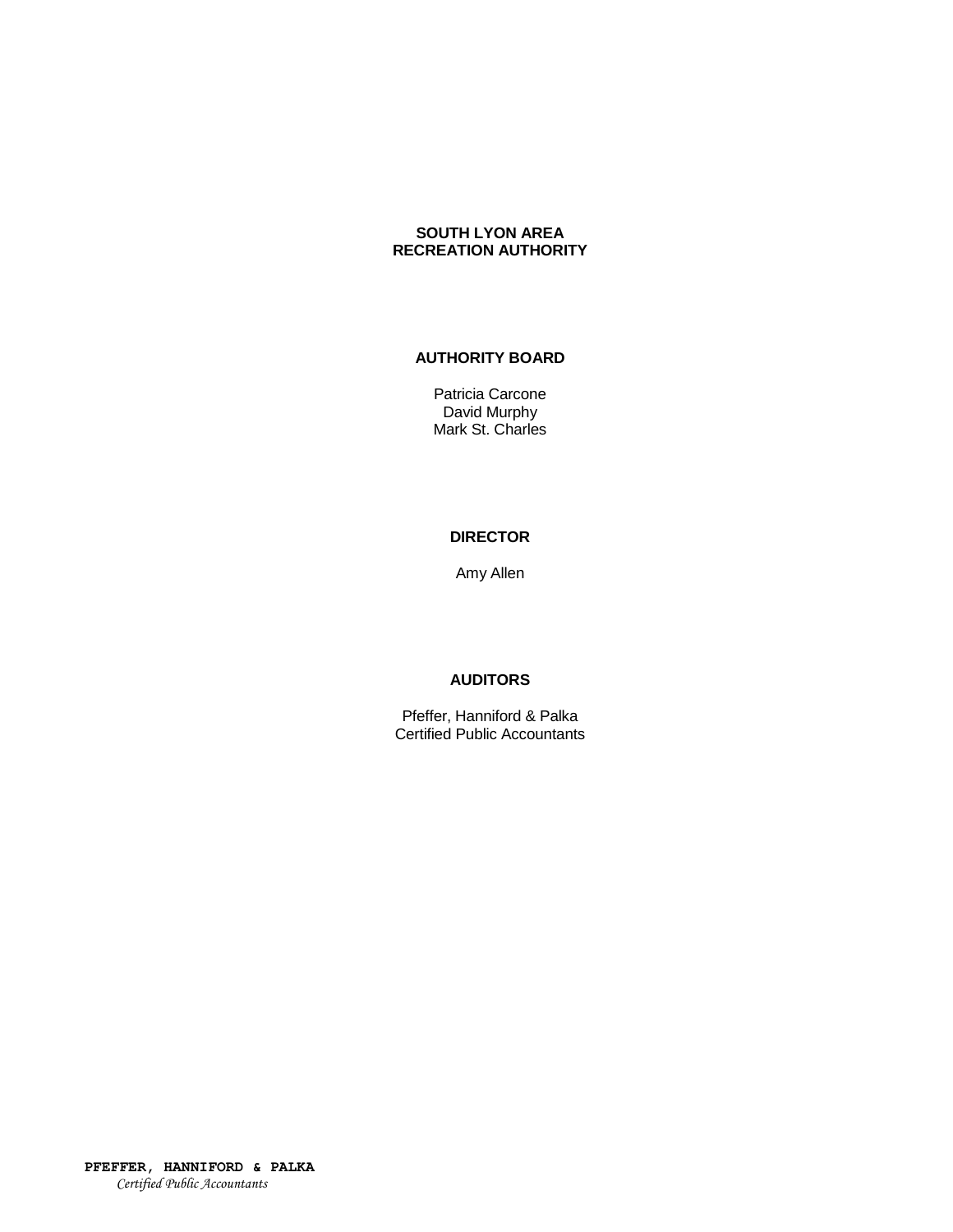# SOUTH LYON AREA RECREATION AUTHORITY

## AUTHORITY BOARD

Patricia Carcone
David Murphy
Mark St. Charles

## DIRECTOR

Amy Allen

## AUDITORS

Pfeffer, Hanniford & Palka
Certified Public Accountants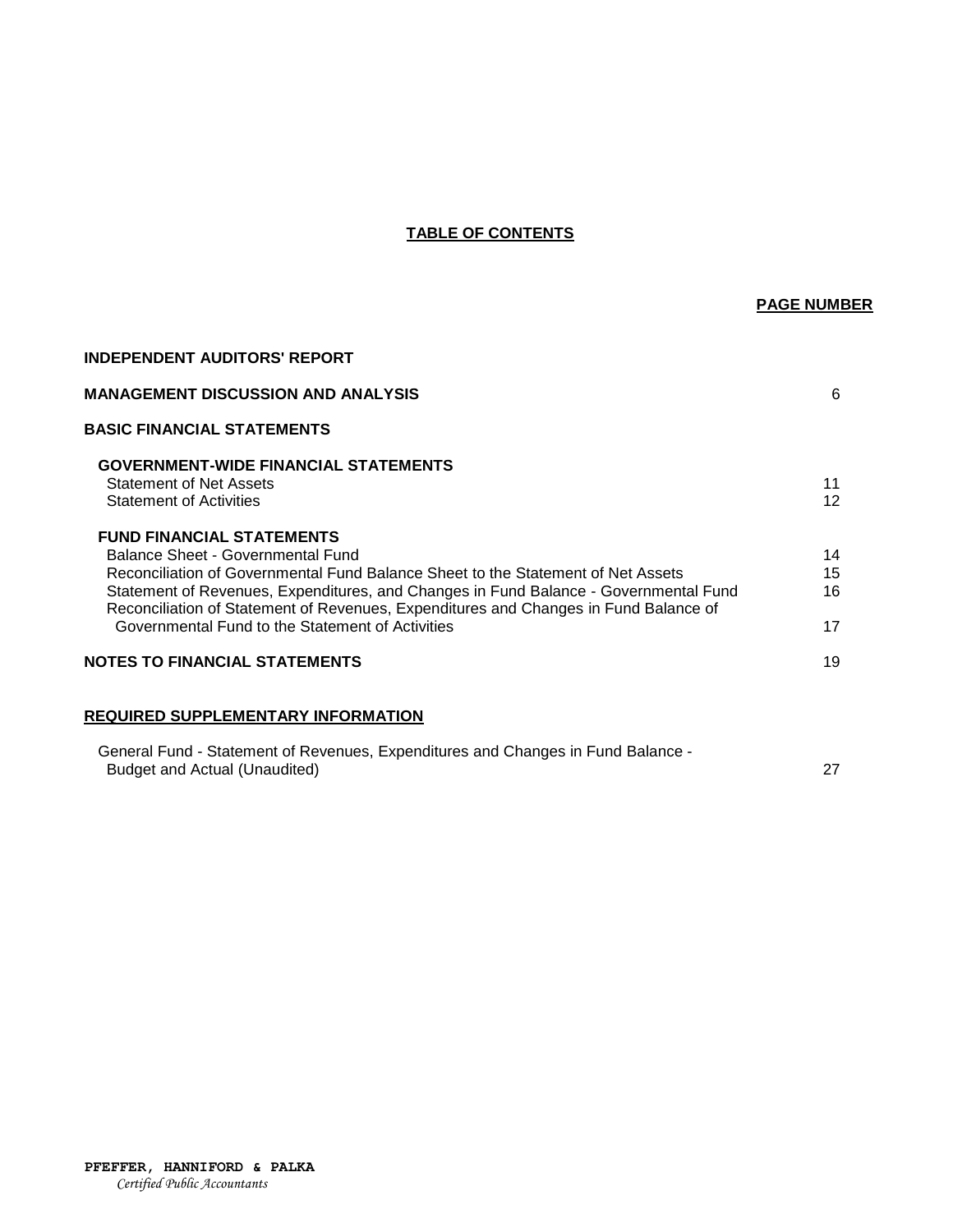# TABLE OF CONTENTS

| | PAGE NUMBER |
|---|---|
| **INDEPENDENT AUDITORS' REPORT** | |
| **MANAGEMENT DISCUSSION AND ANALYSIS** | 6 |
| **BASIC FINANCIAL STATEMENTS** | |
| **GOVERNMENT-WIDE FINANCIAL STATEMENTS** | |
| Statement of Net Assets | 11 |
| Statement of Activities | 12 |
| **FUND FINANCIAL STATEMENTS** | |
| Balance Sheet - Governmental Fund | 14 |
| Reconciliation of Governmental Fund Balance Sheet to the Statement of Net Assets | 15 |
| Statement of Revenues, Expenditures, and Changes in Fund Balance - Governmental Fund | 16 |
| Reconciliation of Statement of Revenues, Expenditures and Changes in Fund Balance of Governmental Fund to the Statement of Activities | 17 |
| **NOTES TO FINANCIAL STATEMENTS** | 19 |
| **REQUIRED SUPPLEMENTARY INFORMATION** | |
| General Fund - Statement of Revenues, Expenditures and Changes in Fund Balance - Budget and Actual (Unaudited) | 27 |

**PFEFFER, HANNIFORD & PALKA**
*Certified Public Accountants*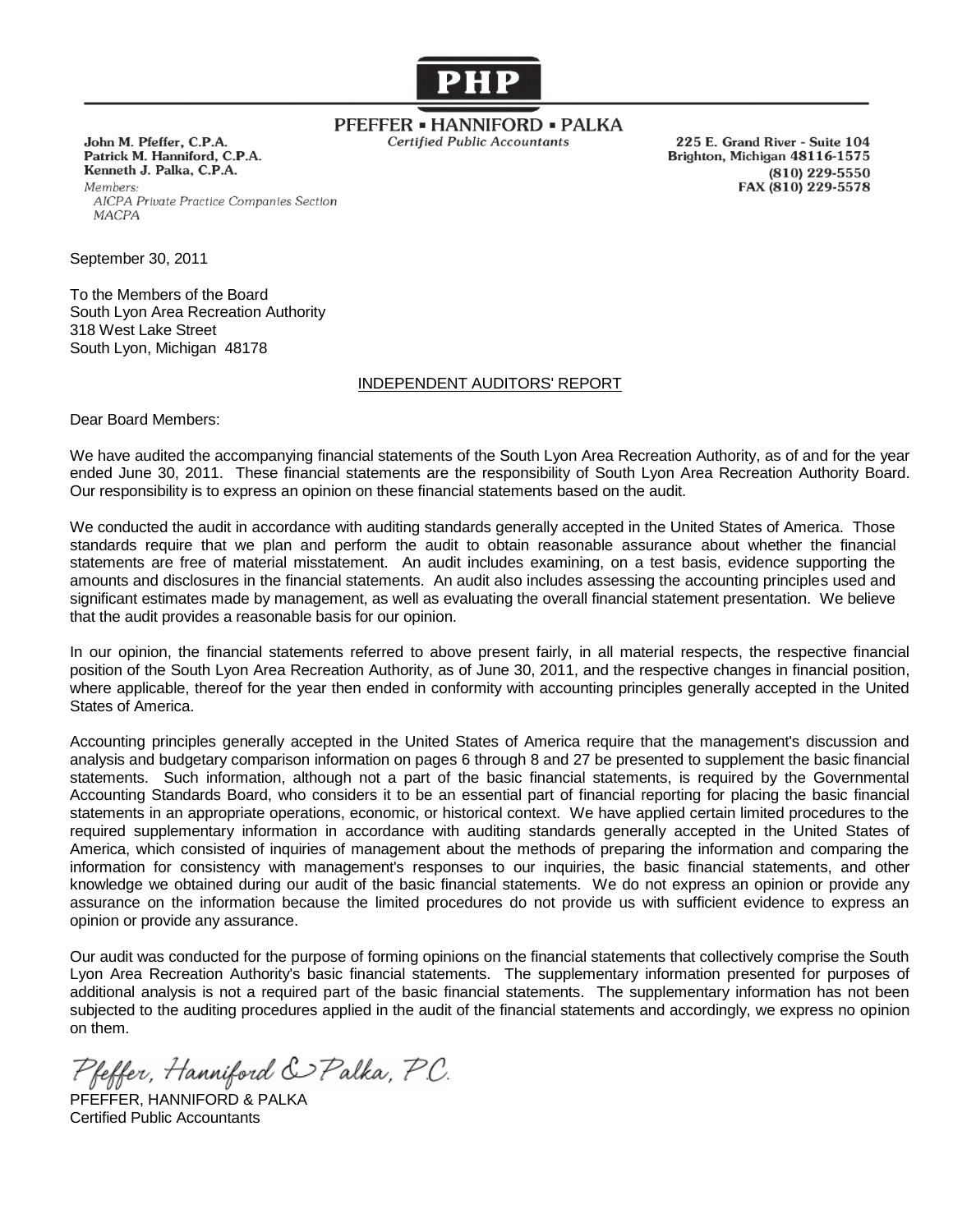**PHP**

**PFEFFER • HANNIFORD • PALKA**
*Certified Public Accountants*

**John M. Pfeffer, C.P.A.**
**Patrick M. Hanniford, C.P.A.**
**Kenneth J. Palka, C.P.A.**
*Members:*
*AICPA Private Practice Companies Section*
*MACPA*

**225 E. Grand River - Suite 104**
**Brighton, Michigan 48116-1575**
**(810) 229-5550**
**FAX (810) 229-5578**

September 30, 2011

To the Members of the Board
South Lyon Area Recreation Authority
318 West Lake Street
South Lyon, Michigan 48178

## INDEPENDENT AUDITORS' REPORT

Dear Board Members:

We have audited the accompanying financial statements of the South Lyon Area Recreation Authority, as of and for the year ended June 30, 2011. These financial statements are the responsibility of South Lyon Area Recreation Authority Board. Our responsibility is to express an opinion on these financial statements based on the audit.

We conducted the audit in accordance with auditing standards generally accepted in the United States of America. Those standards require that we plan and perform the audit to obtain reasonable assurance about whether the financial statements are free of material misstatement. An audit includes examining, on a test basis, evidence supporting the amounts and disclosures in the financial statements. An audit also includes assessing the accounting principles used and significant estimates made by management, as well as evaluating the overall financial statement presentation. We believe that the audit provides a reasonable basis for our opinion.

In our opinion, the financial statements referred to above present fairly, in all material respects, the respective financial position of the South Lyon Area Recreation Authority, as of June 30, 2011, and the respective changes in financial position, where applicable, thereof for the year then ended in conformity with accounting principles generally accepted in the United States of America.

Accounting principles generally accepted in the United States of America require that the management's discussion and analysis and budgetary comparison information on pages 6 through 8 and 27 be presented to supplement the basic financial statements. Such information, although not a part of the basic financial statements, is required by the Governmental Accounting Standards Board, who considers it to be an essential part of financial reporting for placing the basic financial statements in an appropriate operations, economic, or historical context. We have applied certain limited procedures to the required supplementary information in accordance with auditing standards generally accepted in the United States of America, which consisted of inquiries of management about the methods of preparing the information and comparing the information for consistency with management's responses to our inquiries, the basic financial statements, and other knowledge we obtained during our audit of the basic financial statements. We do not express an opinion or provide any assurance on the information because the limited procedures do not provide us with sufficient evidence to express an opinion or provide any assurance.

Our audit was conducted for the purpose of forming opinions on the financial statements that collectively comprise the South Lyon Area Recreation Authority's basic financial statements. The supplementary information presented for purposes of additional analysis is not a required part of the basic financial statements. The supplementary information has not been subjected to the auditing procedures applied in the audit of the financial statements and accordingly, we express no opinion on them.

*Pfeffer, Hanniford & Palka, P.C.*

PFEFFER, HANNIFORD & PALKA
Certified Public Accountants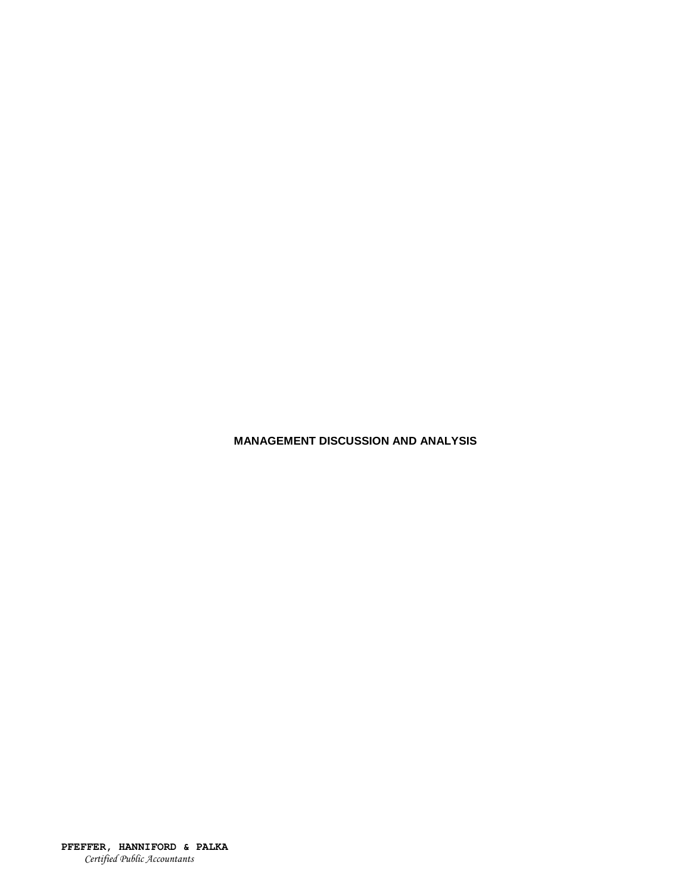# MANAGEMENT DISCUSSION AND ANALYSIS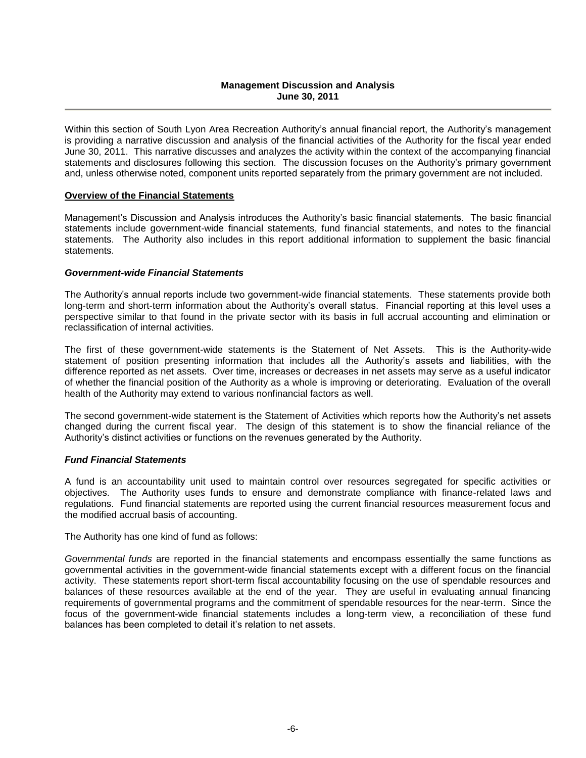**Management Discussion and Analysis**
**June 30, 2011**

Within this section of South Lyon Area Recreation Authority's annual financial report, the Authority's management is providing a narrative discussion and analysis of the financial activities of the Authority for the fiscal year ended June 30, 2011. This narrative discusses and analyzes the activity within the context of the accompanying financial statements and disclosures following this section. The discussion focuses on the Authority's primary government and, unless otherwise noted, component units reported separately from the primary government are not included.

## Overview of the Financial Statements

Management's Discussion and Analysis introduces the Authority's basic financial statements. The basic financial statements include government-wide financial statements, fund financial statements, and notes to the financial statements. The Authority also includes in this report additional information to supplement the basic financial statements.

### *Government-wide Financial Statements*

The Authority's annual reports include two government-wide financial statements. These statements provide both long-term and short-term information about the Authority's overall status. Financial reporting at this level uses a perspective similar to that found in the private sector with its basis in full accrual accounting and elimination or reclassification of internal activities.

The first of these government-wide statements is the Statement of Net Assets. This is the Authority-wide statement of position presenting information that includes all the Authority's assets and liabilities, with the difference reported as net assets. Over time, increases or decreases in net assets may serve as a useful indicator of whether the financial position of the Authority as a whole is improving or deteriorating. Evaluation of the overall health of the Authority may extend to various nonfinancial factors as well.

The second government-wide statement is the Statement of Activities which reports how the Authority's net assets changed during the current fiscal year. The design of this statement is to show the financial reliance of the Authority's distinct activities or functions on the revenues generated by the Authority.

### *Fund Financial Statements*

A fund is an accountability unit used to maintain control over resources segregated for specific activities or objectives. The Authority uses funds to ensure and demonstrate compliance with finance-related laws and regulations. Fund financial statements are reported using the current financial resources measurement focus and the modified accrual basis of accounting.

The Authority has one kind of fund as follows:

*Governmental funds* are reported in the financial statements and encompass essentially the same functions as governmental activities in the government-wide financial statements except with a different focus on the financial activity. These statements report short-term fiscal accountability focusing on the use of spendable resources and balances of these resources available at the end of the year. They are useful in evaluating annual financing requirements of governmental programs and the commitment of spendable resources for the near-term. Since the focus of the government-wide financial statements includes a long-term view, a reconciliation of these fund balances has been completed to detail it's relation to net assets.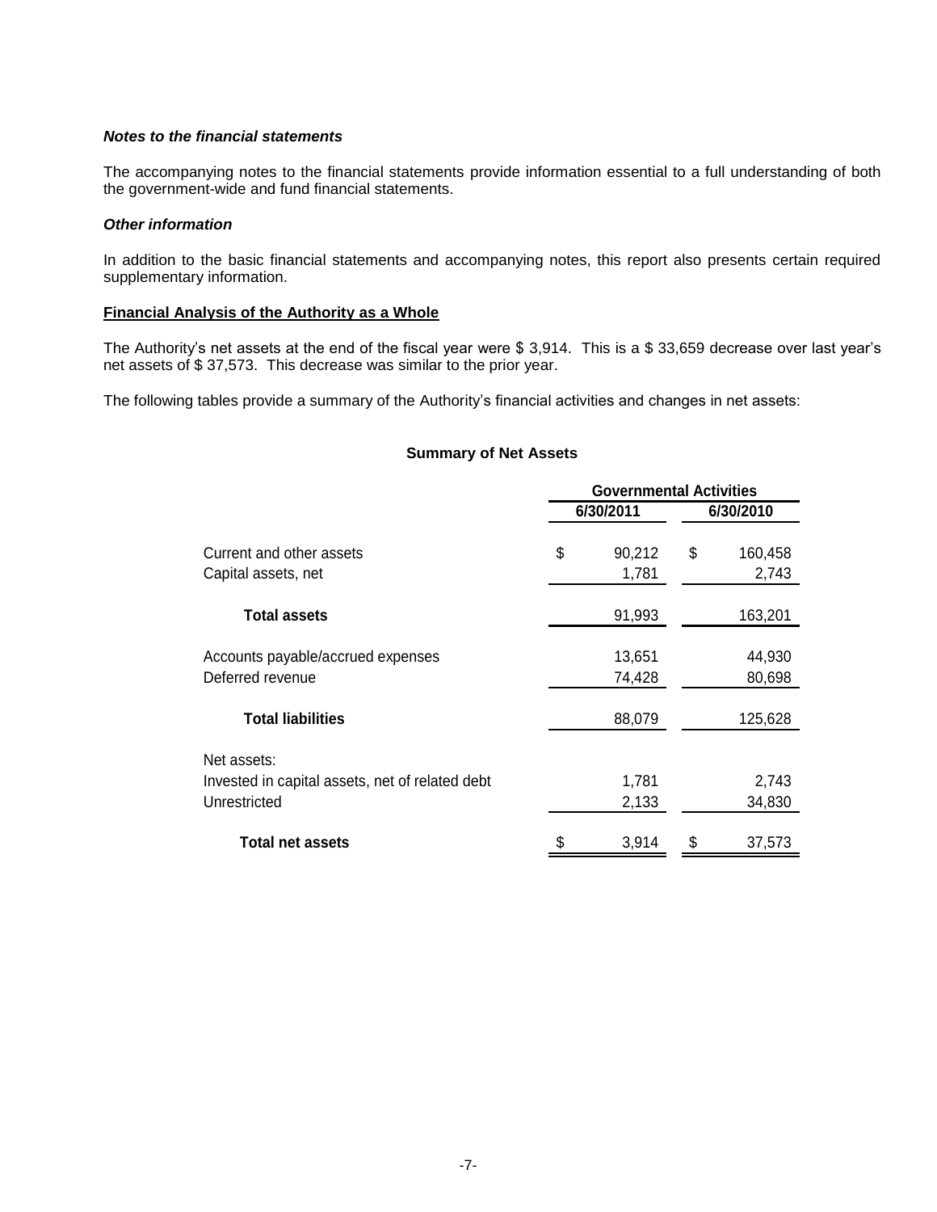***Notes to the financial statements***

The accompanying notes to the financial statements provide information essential to a full understanding of both the government-wide and fund financial statements.

***Other information***

In addition to the basic financial statements and accompanying notes, this report also presents certain required supplementary information.

**Financial Analysis of the Authority as a Whole**

The Authority's net assets at the end of the fiscal year were $ 3,914. This is a $ 33,659 decrease over last year's net assets of $ 37,573. This decrease was similar to the prior year.

The following tables provide a summary of the Authority's financial activities and changes in net assets:

**Summary of Net Assets**

| | Governmental Activities | |
|---|---|---|
| | 6/30/2011 | 6/30/2010 |
| Current and other assets | $ 90,212 | $ 160,458 |
| Capital assets, net | 1,781 | 2,743 |
| **Total assets** | 91,993 | 163,201 |
| Accounts payable/accrued expenses | 13,651 | 44,930 |
| Deferred revenue | 74,428 | 80,698 |
| **Total liabilities** | 88,079 | 125,628 |
| Net assets: | | |
| Invested in capital assets, net of related debt | 1,781 | 2,743 |
| Unrestricted | 2,133 | 34,830 |
| **Total net assets** | $ 3,914 | $ 37,573 |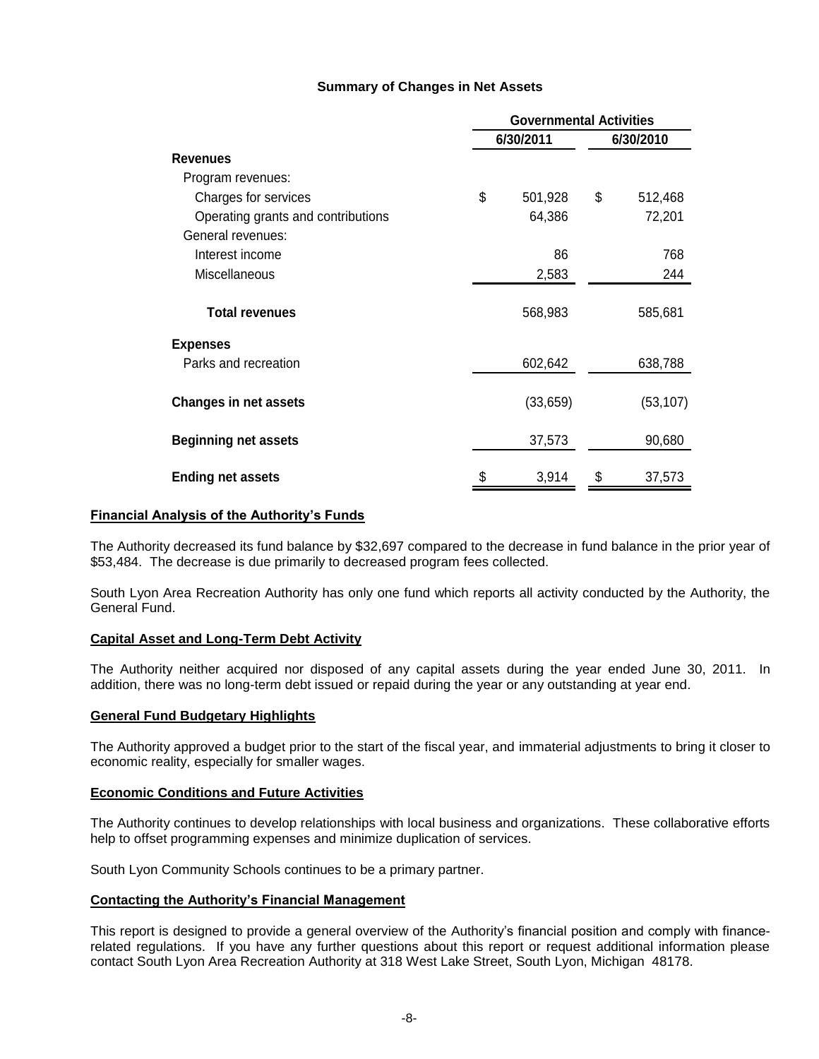**Summary of Changes in Net Assets**

| | Governmental Activities | |
|---|---|---|
| | 6/30/2011 | 6/30/2010 |
| **Revenues** | | |
| Program revenues: | | |
| Charges for services | $ 501,928 | $ 512,468 |
| Operating grants and contributions | 64,386 | 72,201 |
| General revenues: | | |
| Interest income | 86 | 768 |
| Miscellaneous | 2,583 | 244 |
| **Total revenues** | 568,983 | 585,681 |
| **Expenses** | | |
| Parks and recreation | 602,642 | 638,788 |
| **Changes in net assets** | (33,659) | (53,107) |
| **Beginning net assets** | 37,573 | 90,680 |
| **Ending net assets** | $ 3,914 | $ 37,573 |

**Financial Analysis of the Authority's Funds**

The Authority decreased its fund balance by $32,697 compared to the decrease in fund balance in the prior year of $53,484. The decrease is due primarily to decreased program fees collected.

South Lyon Area Recreation Authority has only one fund which reports all activity conducted by the Authority, the General Fund.

**Capital Asset and Long-Term Debt Activity**

The Authority neither acquired nor disposed of any capital assets during the year ended June 30, 2011. In addition, there was no long-term debt issued or repaid during the year or any outstanding at year end.

**General Fund Budgetary Highlights**

The Authority approved a budget prior to the start of the fiscal year, and immaterial adjustments to bring it closer to economic reality, especially for smaller wages.

**Economic Conditions and Future Activities**

The Authority continues to develop relationships with local business and organizations. These collaborative efforts help to offset programming expenses and minimize duplication of services.

South Lyon Community Schools continues to be a primary partner.

**Contacting the Authority's Financial Management**

This report is designed to provide a general overview of the Authority's financial position and comply with finance-related regulations. If you have any further questions about this report or request additional information please contact South Lyon Area Recreation Authority at 318 West Lake Street, South Lyon, Michigan 48178.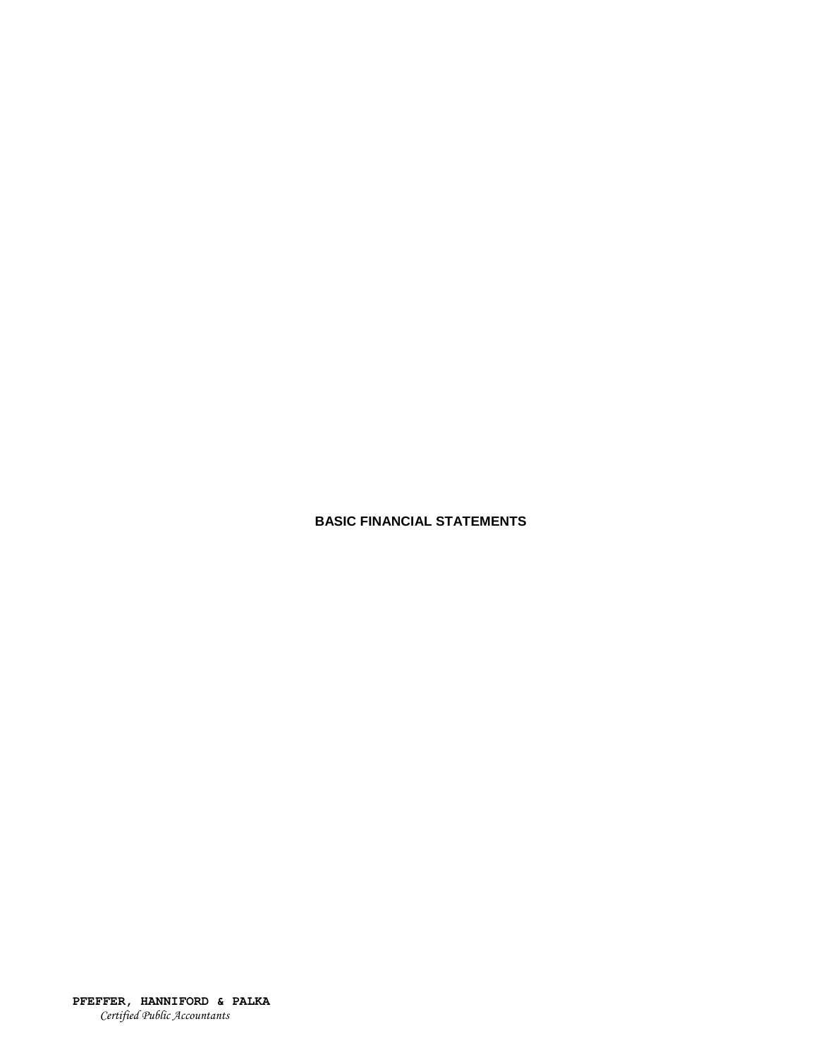# BASIC FINANCIAL STATEMENTS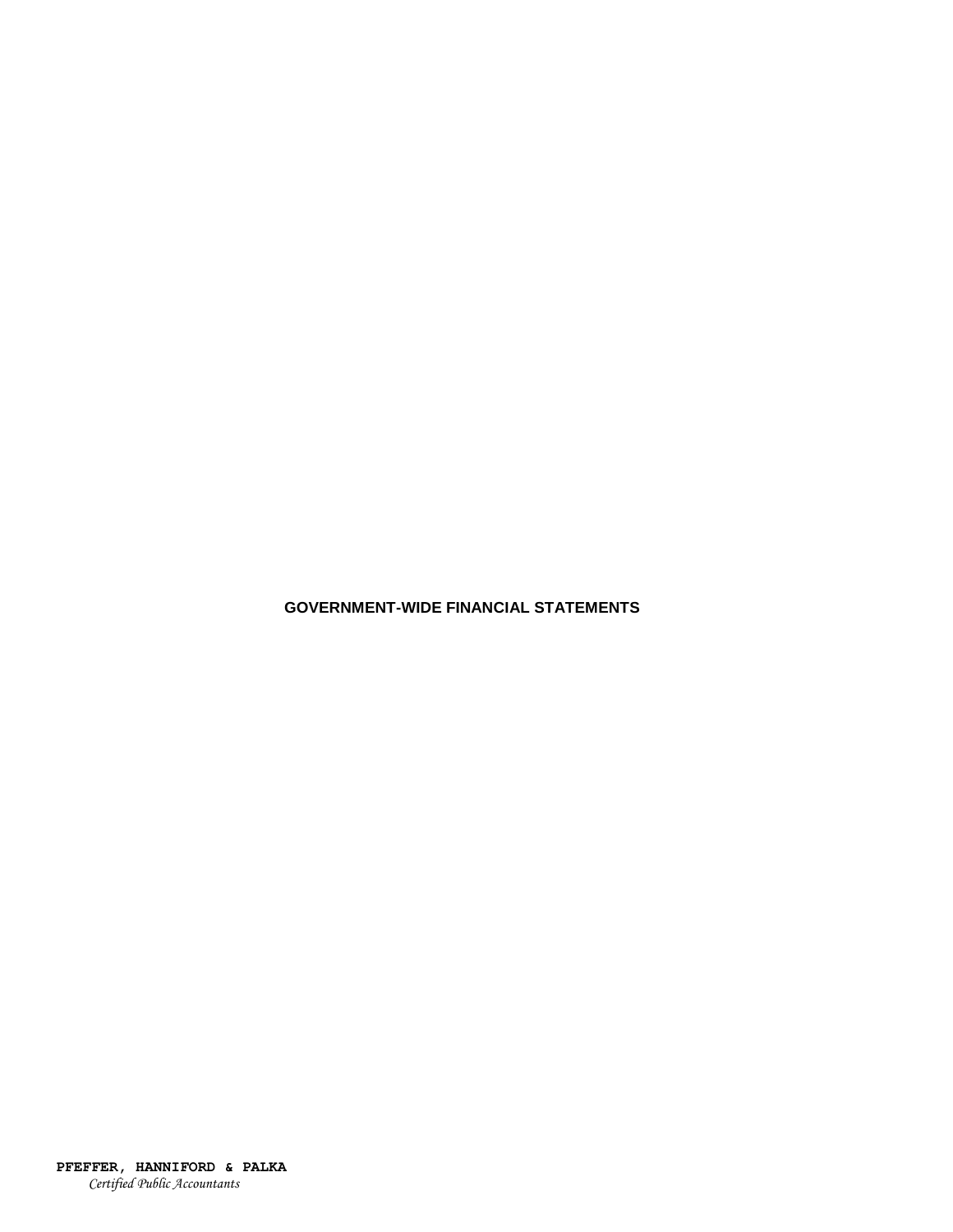# GOVERNMENT-WIDE FINANCIAL STATEMENTS

**PFEFFER, HANNIFORD & PALKA**
*Certified Public Accountants*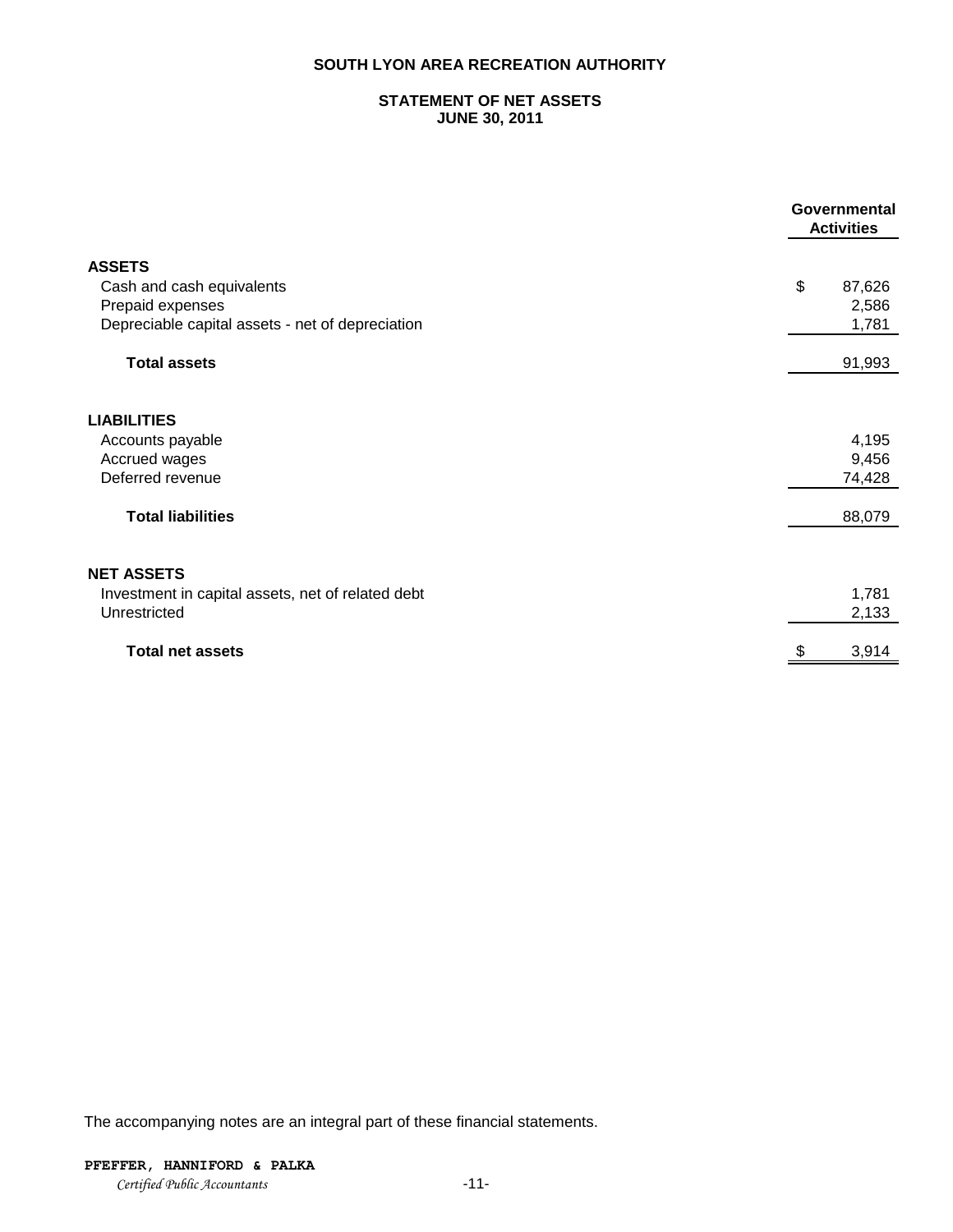# SOUTH LYON AREA RECREATION AUTHORITY

## STATEMENT OF NET ASSETS
## JUNE 30, 2011

| | Governmental Activities |
|---|---|
| **ASSETS** | |
| Cash and cash equivalents | $ 87,626 |
| Prepaid expenses | 2,586 |
| Depreciable capital assets - net of depreciation | 1,781 |
| **Total assets** | 91,993 |
| **LIABILITIES** | |
| Accounts payable | 4,195 |
| Accrued wages | 9,456 |
| Deferred revenue | 74,428 |
| **Total liabilities** | 88,079 |
| **NET ASSETS** | |
| Investment in capital assets, net of related debt | 1,781 |
| Unrestricted | 2,133 |
| **Total net assets** | $ 3,914 |

The accompanying notes are an integral part of these financial statements.

**PFEFFER, HANNIFORD & PALKA**
*Certified Public Accountants*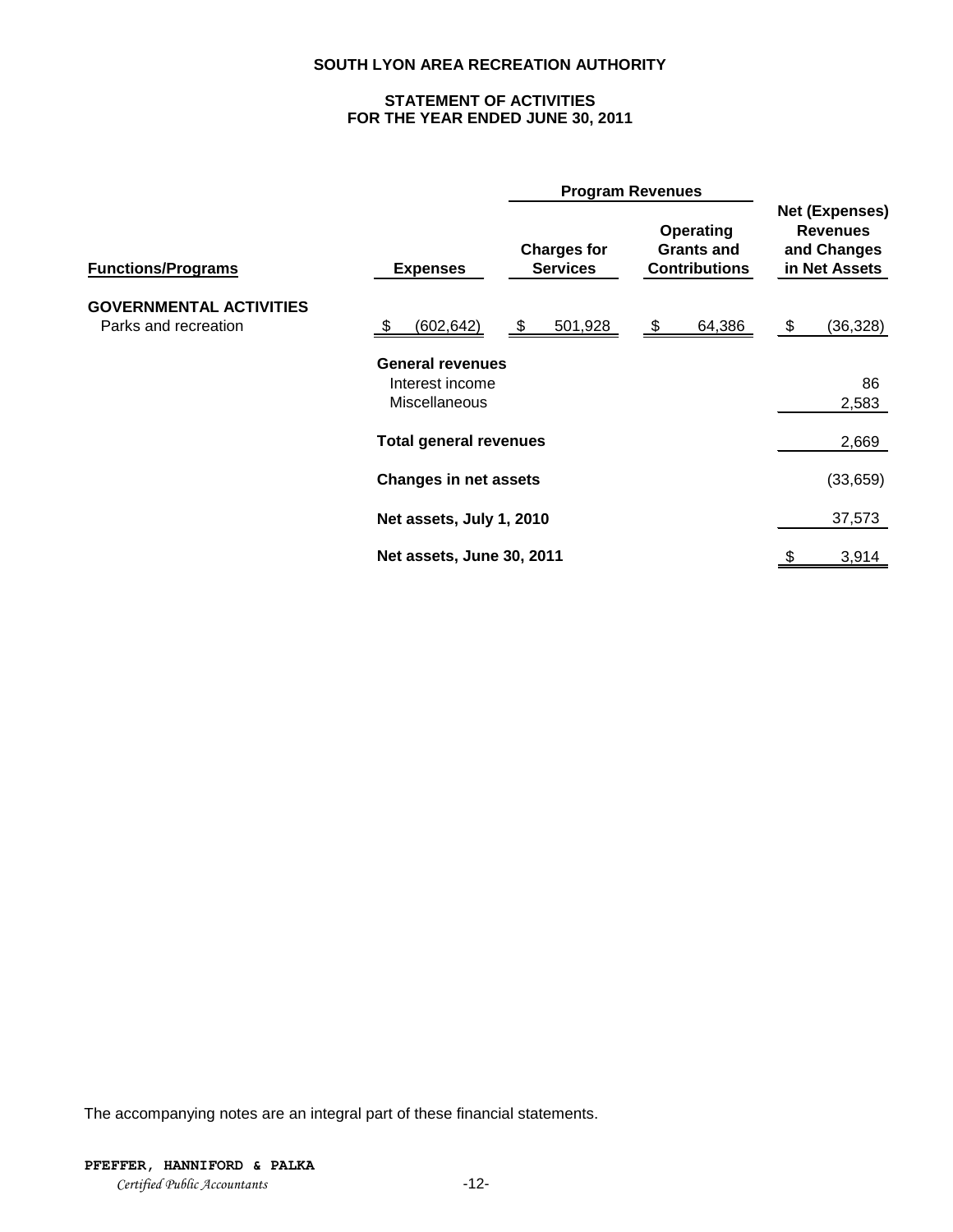# SOUTH LYON AREA RECREATION AUTHORITY

## STATEMENT OF ACTIVITIES
## FOR THE YEAR ENDED JUNE 30, 2011

| Functions/Programs | Expenses | Program Revenues: Charges for Services | Program Revenues: Operating Grants and Contributions | Net (Expenses) Revenues and Changes in Net Assets |
|---|---|---|---|---|
| **GOVERNMENTAL ACTIVITIES** | | | | |
| Parks and recreation | $ (602,642) | $ 501,928 | $ 64,386 | $ (36,328) |
| | **General revenues** | | | |
| | Interest income | | | 86 |
| | Miscellaneous | | | 2,583 |
| | **Total general revenues** | | | 2,669 |
| | **Changes in net assets** | | | (33,659) |
| | **Net assets, July 1, 2010** | | | 37,573 |
| | **Net assets, June 30, 2011** | | | $ 3,914 |

The accompanying notes are an integral part of these financial statements.

**PFEFFER, HANNIFORD & PALKA**
*Certified Public Accountants*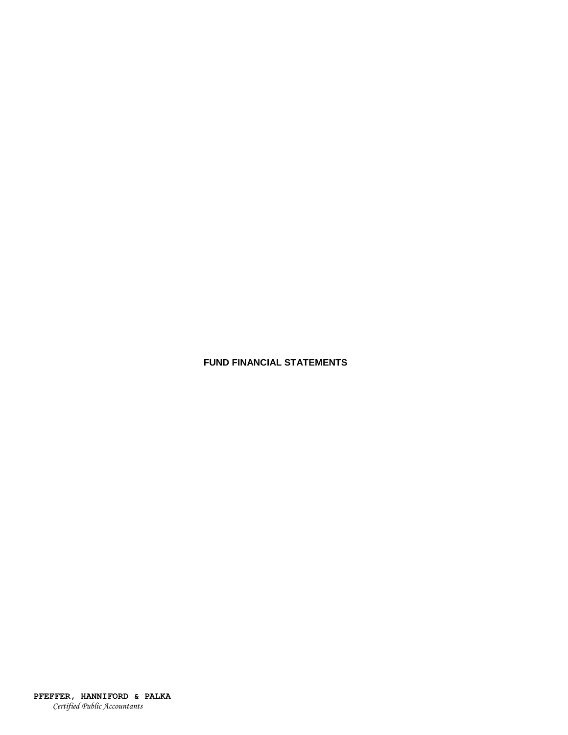# FUND FINANCIAL STATEMENTS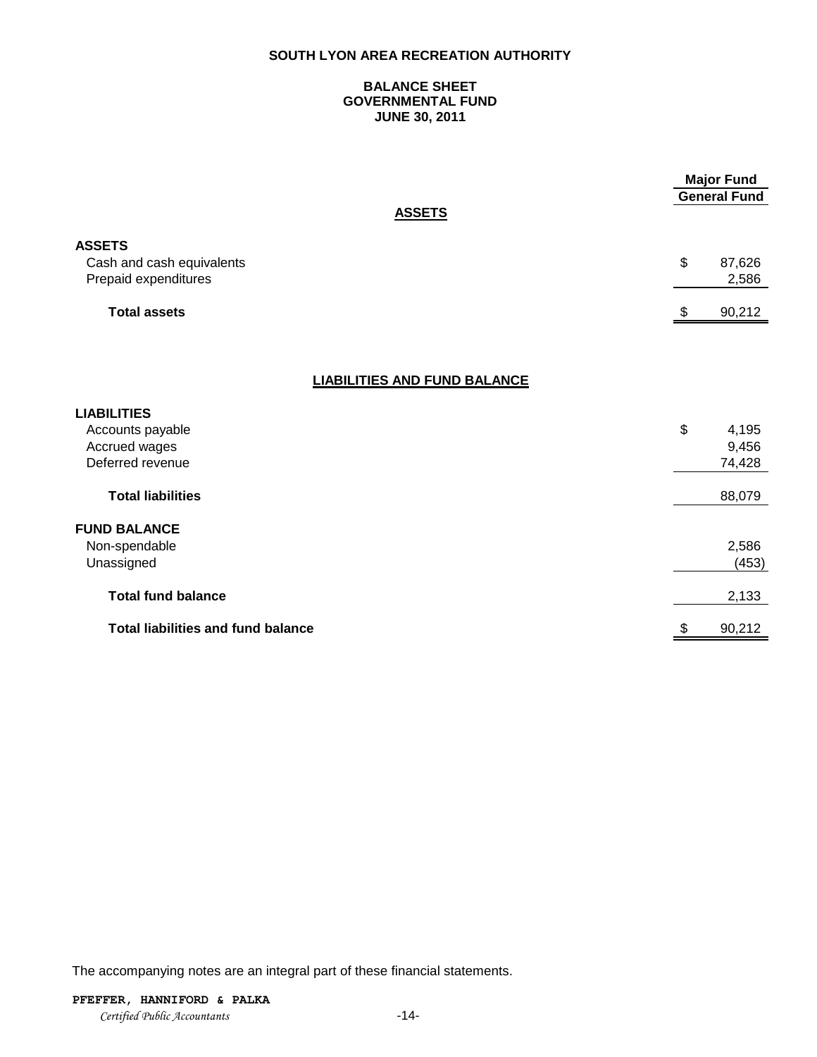# SOUTH LYON AREA RECREATION AUTHORITY

## BALANCE SHEET
## GOVERNMENTAL FUND
## JUNE 30, 2011

| | Major Fund |
|---|---|
| | General Fund |
| **ASSETS** | |
| **ASSETS** | |
| Cash and cash equivalents | $ 87,626 |
| Prepaid expenditures | 2,586 |
| **Total assets** | $ 90,212 |
| **LIABILITIES AND FUND BALANCE** | |
| **LIABILITIES** | |
| Accounts payable | $ 4,195 |
| Accrued wages | 9,456 |
| Deferred revenue | 74,428 |
| **Total liabilities** | 88,079 |
| **FUND BALANCE** | |
| Non-spendable | 2,586 |
| Unassigned | (453) |
| **Total fund balance** | 2,133 |
| **Total liabilities and fund balance** | $ 90,212 |

The accompanying notes are an integral part of these financial statements.

**PFEFFER, HANNIFORD & PALKA**
*Certified Public Accountants*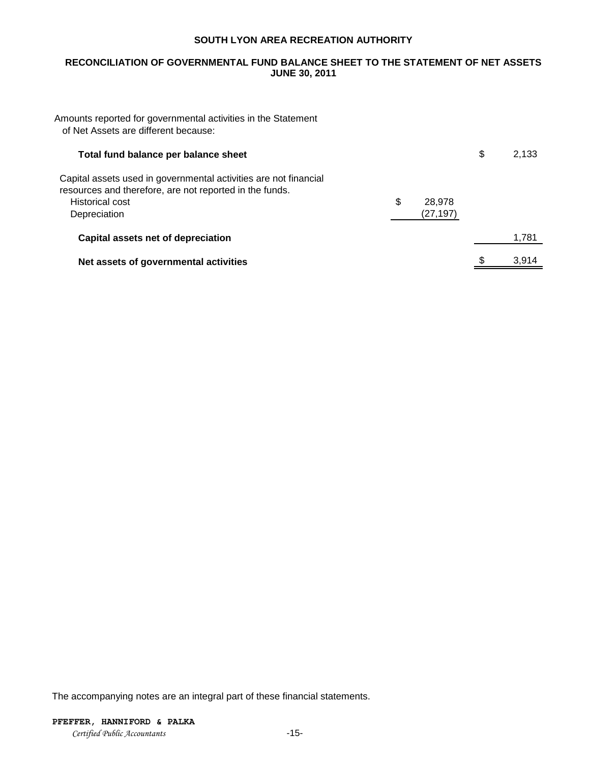# SOUTH LYON AREA RECREATION AUTHORITY

## RECONCILIATION OF GOVERNMENTAL FUND BALANCE SHEET TO THE STATEMENT OF NET ASSETS
## JUNE 30, 2011

Amounts reported for governmental activities in the Statement of Net Assets are different because:

| | | |
|---|---|---|
| **Total fund balance per balance sheet** | | $ 2,133 |
| Capital assets used in governmental activities are not financial resources and therefore, are not reported in the funds. | | |
| Historical cost | $ 28,978 | |
| Depreciation | (27,197) | |
| **Capital assets net of depreciation** | | 1,781 |
| **Net assets of governmental activities** | | $ 3,914 |

The accompanying notes are an integral part of these financial statements.

**PFEFFER, HANNIFORD & PALKA**
*Certified Public Accountants*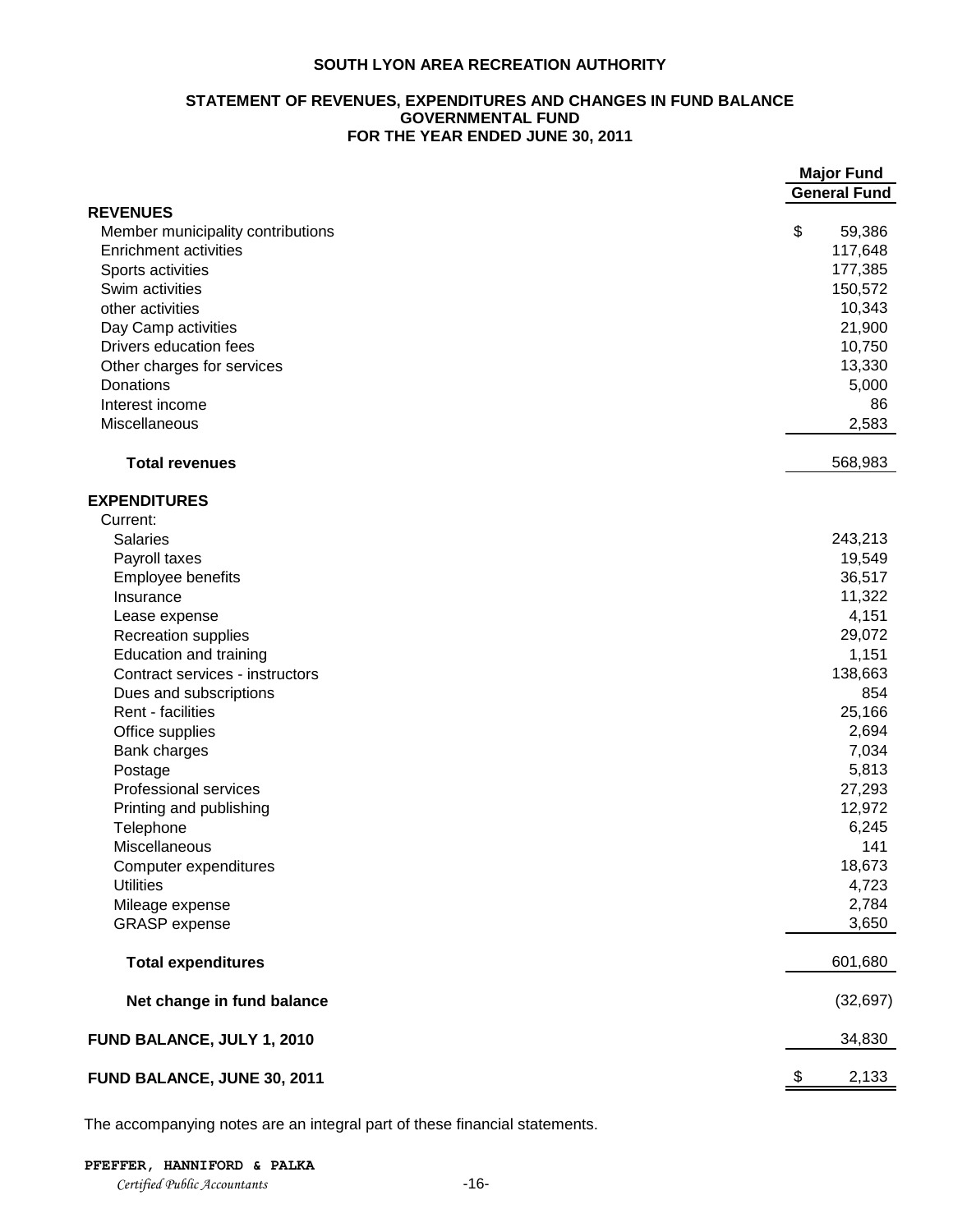**SOUTH LYON AREA RECREATION AUTHORITY**

**STATEMENT OF REVENUES, EXPENDITURES AND CHANGES IN FUND BALANCE**
**GOVERNMENTAL FUND**
**FOR THE YEAR ENDED JUNE 30, 2011**

| | Major Fund |
|---|---|
| | **General Fund** |
| **REVENUES** | |
| Member municipality contributions | $ 59,386 |
| Enrichment activities | 117,648 |
| Sports activities | 177,385 |
| Swim activities | 150,572 |
| other activities | 10,343 |
| Day Camp activities | 21,900 |
| Drivers education fees | 10,750 |
| Other charges for services | 13,330 |
| Donations | 5,000 |
| Interest income | 86 |
| Miscellaneous | 2,583 |
| **Total revenues** | 568,983 |
| **EXPENDITURES** | |
| Current: | |
| Salaries | 243,213 |
| Payroll taxes | 19,549 |
| Employee benefits | 36,517 |
| Insurance | 11,322 |
| Lease expense | 4,151 |
| Recreation supplies | 29,072 |
| Education and training | 1,151 |
| Contract services - instructors | 138,663 |
| Dues and subscriptions | 854 |
| Rent - facilities | 25,166 |
| Office supplies | 2,694 |
| Bank charges | 7,034 |
| Postage | 5,813 |
| Professional services | 27,293 |
| Printing and publishing | 12,972 |
| Telephone | 6,245 |
| Miscellaneous | 141 |
| Computer expenditures | 18,673 |
| Utilities | 4,723 |
| Mileage expense | 2,784 |
| GRASP expense | 3,650 |
| **Total expenditures** | 601,680 |
| **Net change in fund balance** | (32,697) |
| **FUND BALANCE, JULY 1, 2010** | 34,830 |
| **FUND BALANCE, JUNE 30, 2011** | $ 2,133 |

The accompanying notes are an integral part of these financial statements.

**PFEFFER, HANNIFORD & PALKA**
*Certified Public Accountants*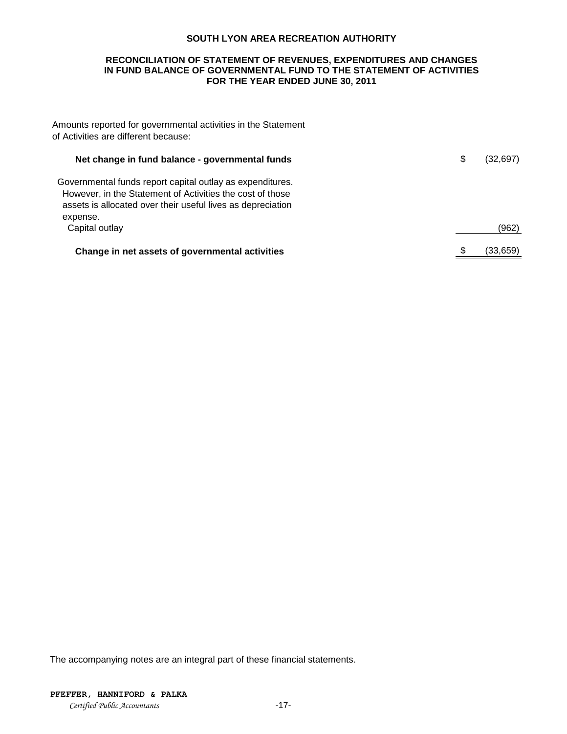**SOUTH LYON AREA RECREATION AUTHORITY**

**RECONCILIATION OF STATEMENT OF REVENUES, EXPENDITURES AND CHANGES IN FUND BALANCE OF GOVERNMENTAL FUND TO THE STATEMENT OF ACTIVITIES FOR THE YEAR ENDED JUNE 30, 2011**

Amounts reported for governmental activities in the Statement of Activities are different because:

| | | |
|---|---|---|
| **Net change in fund balance - governmental funds** | $ | (32,697) |
| Governmental funds report capital outlay as expenditures. However, in the Statement of Activities the cost of those assets is allocated over their useful lives as depreciation expense. | | |
| Capital outlay | | (962) |
| **Change in net assets of governmental activities** | $ | (33,659) |

The accompanying notes are an integral part of these financial statements.

**PFEFFER, HANNIFORD & PALKA**
*Certified Public Accountants*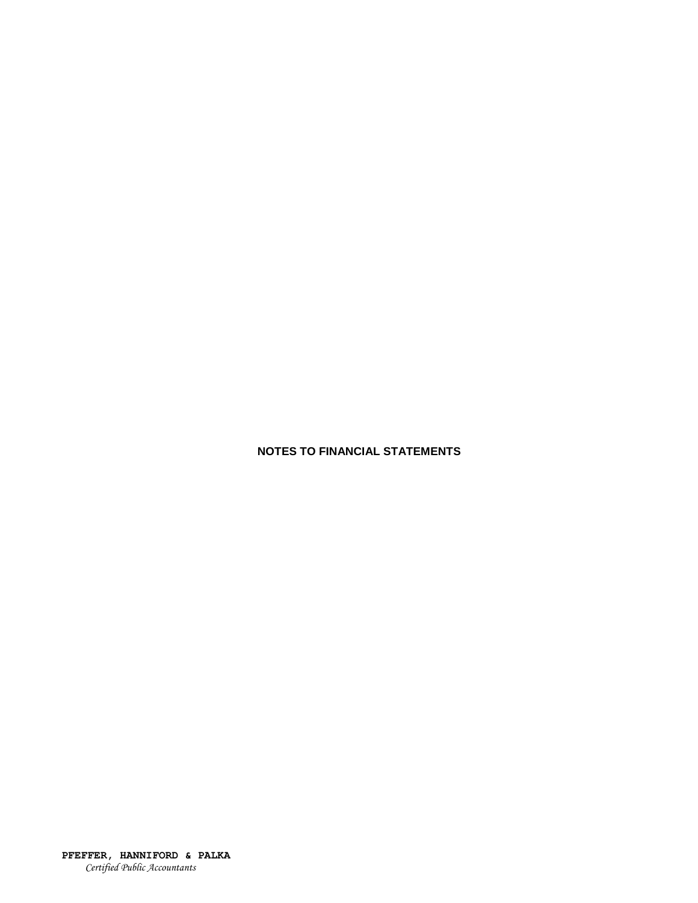**NOTES TO FINANCIAL STATEMENTS**

**PFEFFER, HANNIFORD & PALKA**
*Certified Public Accountants*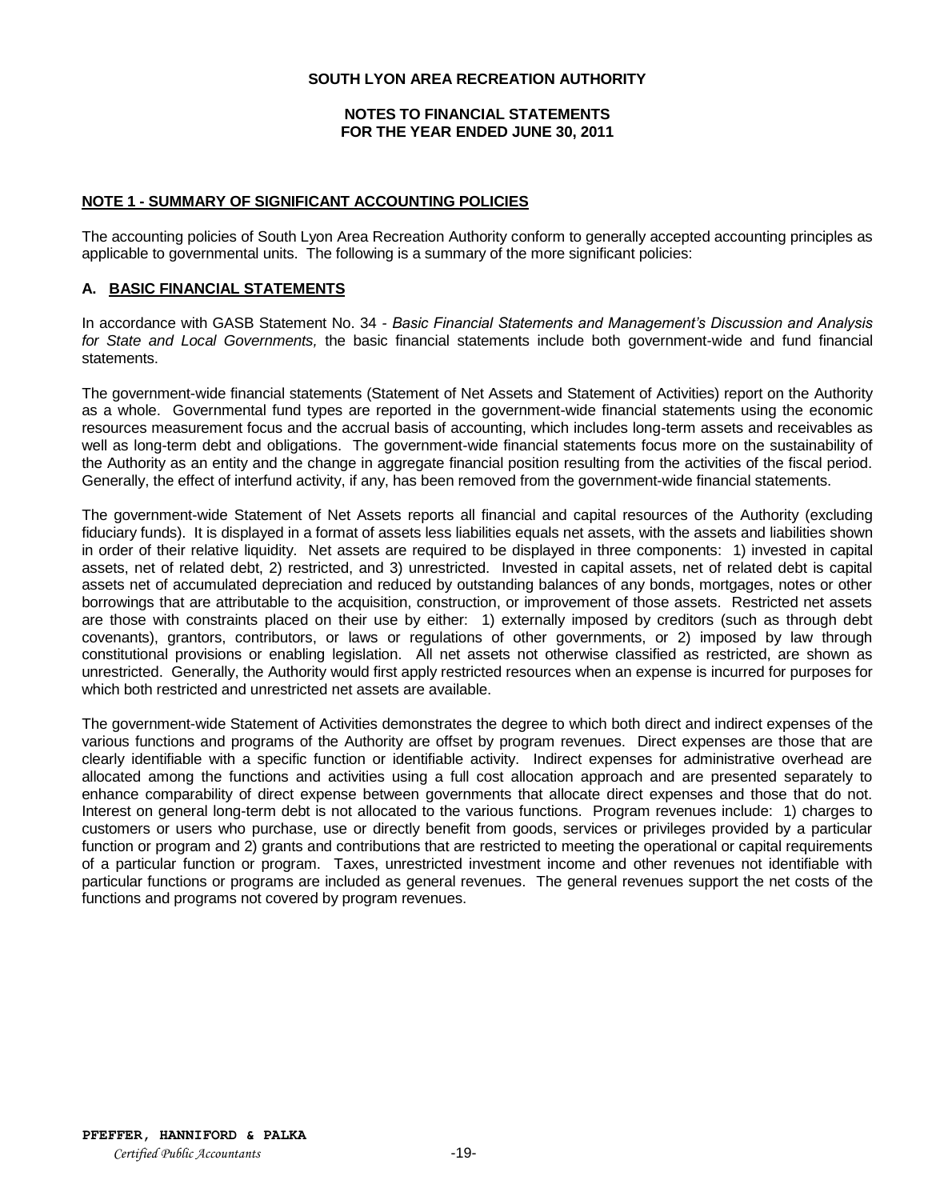**SOUTH LYON AREA RECREATION AUTHORITY**

**NOTES TO FINANCIAL STATEMENTS**
**FOR THE YEAR ENDED JUNE 30, 2011**

## NOTE 1 - SUMMARY OF SIGNIFICANT ACCOUNTING POLICIES

The accounting policies of South Lyon Area Recreation Authority conform to generally accepted accounting principles as applicable to governmental units. The following is a summary of the more significant policies:

### A. BASIC FINANCIAL STATEMENTS

In accordance with GASB Statement No. 34 - *Basic Financial Statements and Management's Discussion and Analysis for State and Local Governments,* the basic financial statements include both government-wide and fund financial statements.

The government-wide financial statements (Statement of Net Assets and Statement of Activities) report on the Authority as a whole. Governmental fund types are reported in the government-wide financial statements using the economic resources measurement focus and the accrual basis of accounting, which includes long-term assets and receivables as well as long-term debt and obligations. The government-wide financial statements focus more on the sustainability of the Authority as an entity and the change in aggregate financial position resulting from the activities of the fiscal period. Generally, the effect of interfund activity, if any, has been removed from the government-wide financial statements.

The government-wide Statement of Net Assets reports all financial and capital resources of the Authority (excluding fiduciary funds). It is displayed in a format of assets less liabilities equals net assets, with the assets and liabilities shown in order of their relative liquidity. Net assets are required to be displayed in three components: 1) invested in capital assets, net of related debt, 2) restricted, and 3) unrestricted. Invested in capital assets, net of related debt is capital assets net of accumulated depreciation and reduced by outstanding balances of any bonds, mortgages, notes or other borrowings that are attributable to the acquisition, construction, or improvement of those assets. Restricted net assets are those with constraints placed on their use by either: 1) externally imposed by creditors (such as through debt covenants), grantors, contributors, or laws or regulations of other governments, or 2) imposed by law through constitutional provisions or enabling legislation. All net assets not otherwise classified as restricted, are shown as unrestricted. Generally, the Authority would first apply restricted resources when an expense is incurred for purposes for which both restricted and unrestricted net assets are available.

The government-wide Statement of Activities demonstrates the degree to which both direct and indirect expenses of the various functions and programs of the Authority are offset by program revenues. Direct expenses are those that are clearly identifiable with a specific function or identifiable activity. Indirect expenses for administrative overhead are allocated among the functions and activities using a full cost allocation approach and are presented separately to enhance comparability of direct expense between governments that allocate direct expenses and those that do not. Interest on general long-term debt is not allocated to the various functions. Program revenues include: 1) charges to customers or users who purchase, use or directly benefit from goods, services or privileges provided by a particular function or program and 2) grants and contributions that are restricted to meeting the operational or capital requirements of a particular function or program. Taxes, unrestricted investment income and other revenues not identifiable with particular functions or programs are included as general revenues. The general revenues support the net costs of the functions and programs not covered by program revenues.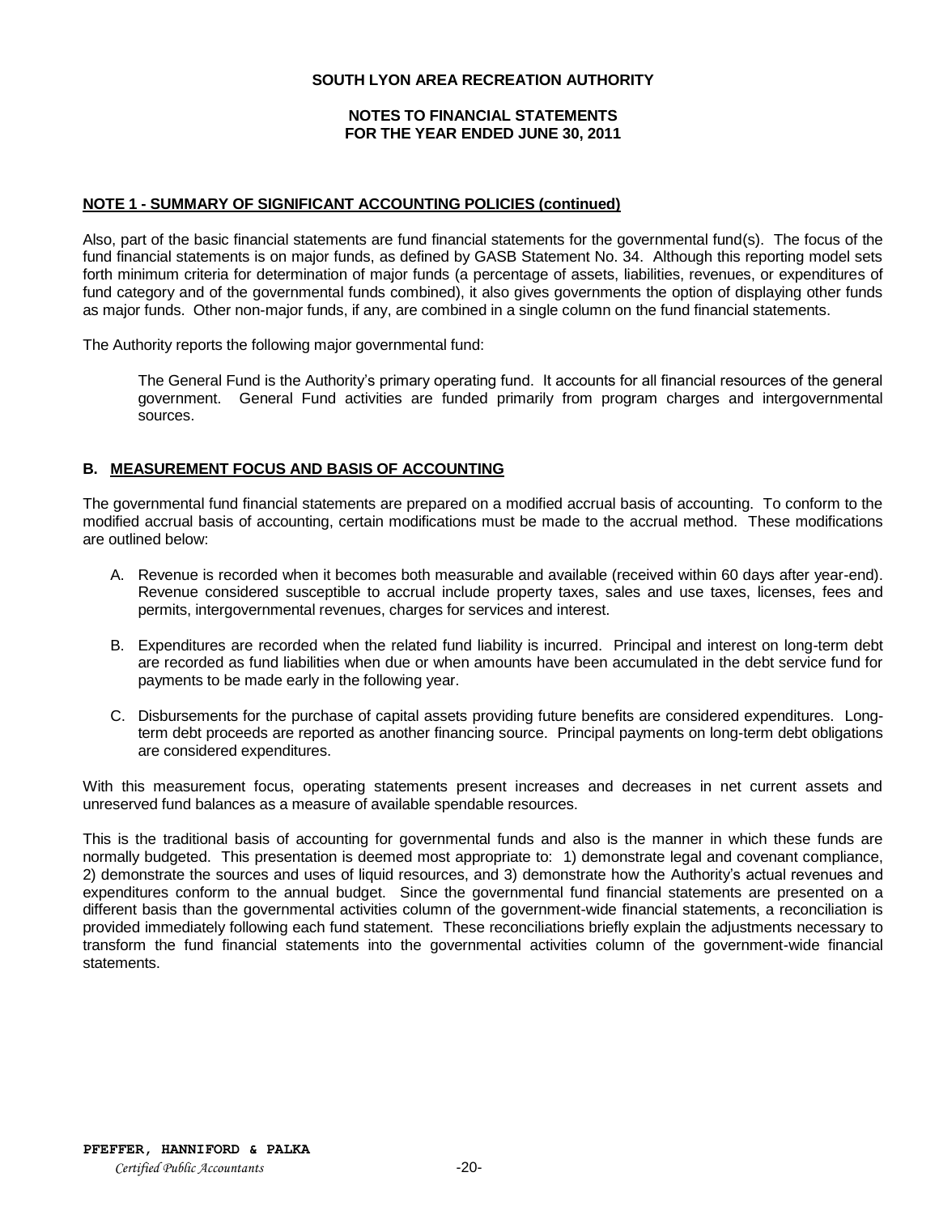## NOTE 1 - SUMMARY OF SIGNIFICANT ACCOUNTING POLICIES (continued)

Also, part of the basic financial statements are fund financial statements for the governmental fund(s). The focus of the fund financial statements is on major funds, as defined by GASB Statement No. 34. Although this reporting model sets forth minimum criteria for determination of major funds (a percentage of assets, liabilities, revenues, or expenditures of fund category and of the governmental funds combined), it also gives governments the option of displaying other funds as major funds. Other non-major funds, if any, are combined in a single column on the fund financial statements.

The Authority reports the following major governmental fund:

> The General Fund is the Authority's primary operating fund. It accounts for all financial resources of the general government. General Fund activities are funded primarily from program charges and intergovernmental sources.

### B. MEASUREMENT FOCUS AND BASIS OF ACCOUNTING

The governmental fund financial statements are prepared on a modified accrual basis of accounting. To conform to the modified accrual basis of accounting, certain modifications must be made to the accrual method. These modifications are outlined below:

A. Revenue is recorded when it becomes both measurable and available (received within 60 days after year-end). Revenue considered susceptible to accrual include property taxes, sales and use taxes, licenses, fees and permits, intergovernmental revenues, charges for services and interest.

B. Expenditures are recorded when the related fund liability is incurred. Principal and interest on long-term debt are recorded as fund liabilities when due or when amounts have been accumulated in the debt service fund for payments to be made early in the following year.

C. Disbursements for the purchase of capital assets providing future benefits are considered expenditures. Long-term debt proceeds are reported as another financing source. Principal payments on long-term debt obligations are considered expenditures.

With this measurement focus, operating statements present increases and decreases in net current assets and unreserved fund balances as a measure of available spendable resources.

This is the traditional basis of accounting for governmental funds and also is the manner in which these funds are normally budgeted. This presentation is deemed most appropriate to: 1) demonstrate legal and covenant compliance, 2) demonstrate the sources and uses of liquid resources, and 3) demonstrate how the Authority's actual revenues and expenditures conform to the annual budget. Since the governmental fund financial statements are presented on a different basis than the governmental activities column of the government-wide financial statements, a reconciliation is provided immediately following each fund statement. These reconciliations briefly explain the adjustments necessary to transform the fund financial statements into the governmental activities column of the government-wide financial statements.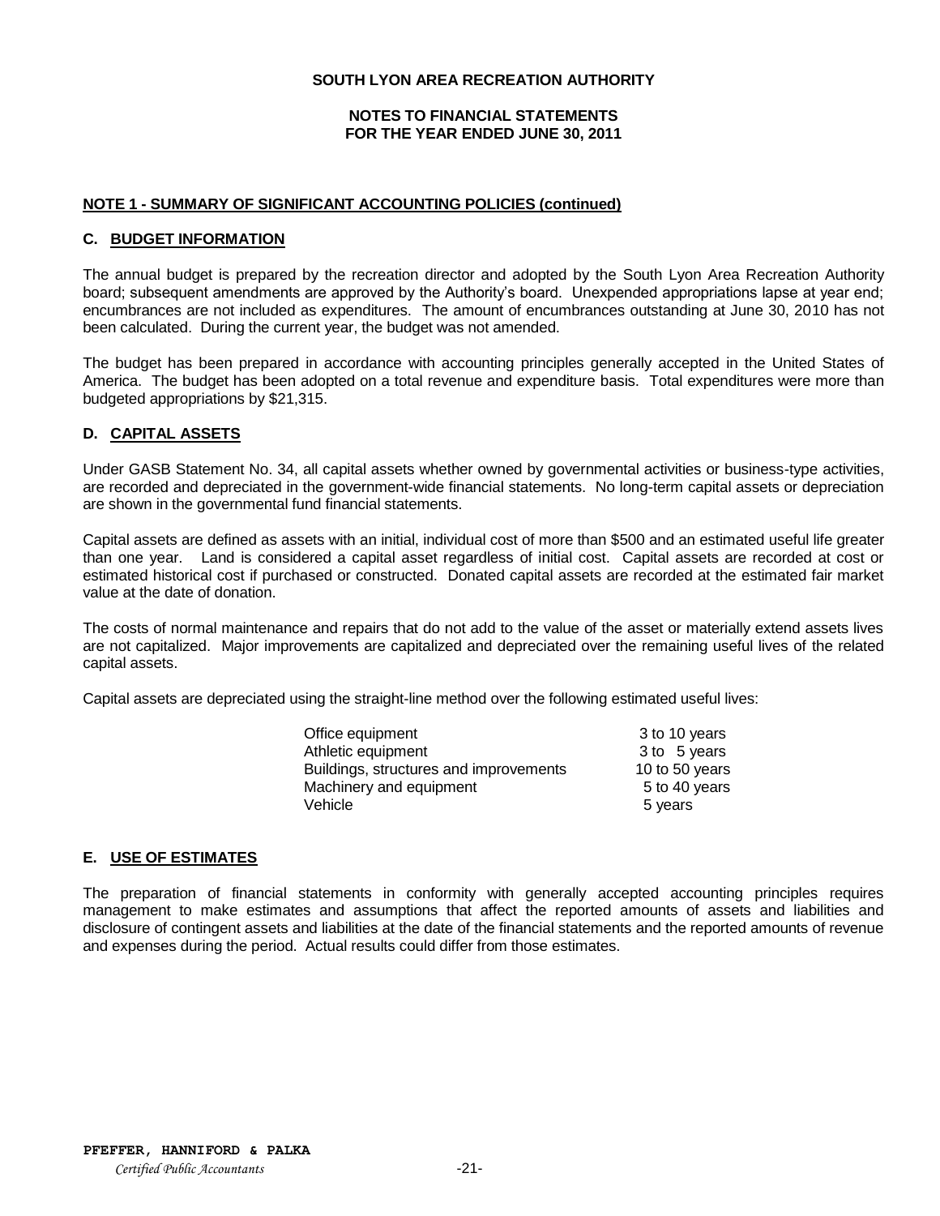**SOUTH LYON AREA RECREATION AUTHORITY**

**NOTES TO FINANCIAL STATEMENTS**
**FOR THE YEAR ENDED JUNE 30, 2011**

## NOTE 1 - SUMMARY OF SIGNIFICANT ACCOUNTING POLICIES (continued)

### C. BUDGET INFORMATION

The annual budget is prepared by the recreation director and adopted by the South Lyon Area Recreation Authority board; subsequent amendments are approved by the Authority's board. Unexpended appropriations lapse at year end; encumbrances are not included as expenditures. The amount of encumbrances outstanding at June 30, 2010 has not been calculated. During the current year, the budget was not amended.

The budget has been prepared in accordance with accounting principles generally accepted in the United States of America. The budget has been adopted on a total revenue and expenditure basis. Total expenditures were more than budgeted appropriations by $21,315.

### D. CAPITAL ASSETS

Under GASB Statement No. 34, all capital assets whether owned by governmental activities or business-type activities, are recorded and depreciated in the government-wide financial statements. No long-term capital assets or depreciation are shown in the governmental fund financial statements.

Capital assets are defined as assets with an initial, individual cost of more than $500 and an estimated useful life greater than one year. Land is considered a capital asset regardless of initial cost. Capital assets are recorded at cost or estimated historical cost if purchased or constructed. Donated capital assets are recorded at the estimated fair market value at the date of donation.

The costs of normal maintenance and repairs that do not add to the value of the asset or materially extend assets lives are not capitalized. Major improvements are capitalized and depreciated over the remaining useful lives of the related capital assets.

Capital assets are depreciated using the straight-line method over the following estimated useful lives:

| Asset | Useful Life |
|---|---|
| Office equipment | 3 to 10 years |
| Athletic equipment | 3 to 5 years |
| Buildings, structures and improvements | 10 to 50 years |
| Machinery and equipment | 5 to 40 years |
| Vehicle | 5 years |

### E. USE OF ESTIMATES

The preparation of financial statements in conformity with generally accepted accounting principles requires management to make estimates and assumptions that affect the reported amounts of assets and liabilities and disclosure of contingent assets and liabilities at the date of the financial statements and the reported amounts of revenue and expenses during the period. Actual results could differ from those estimates.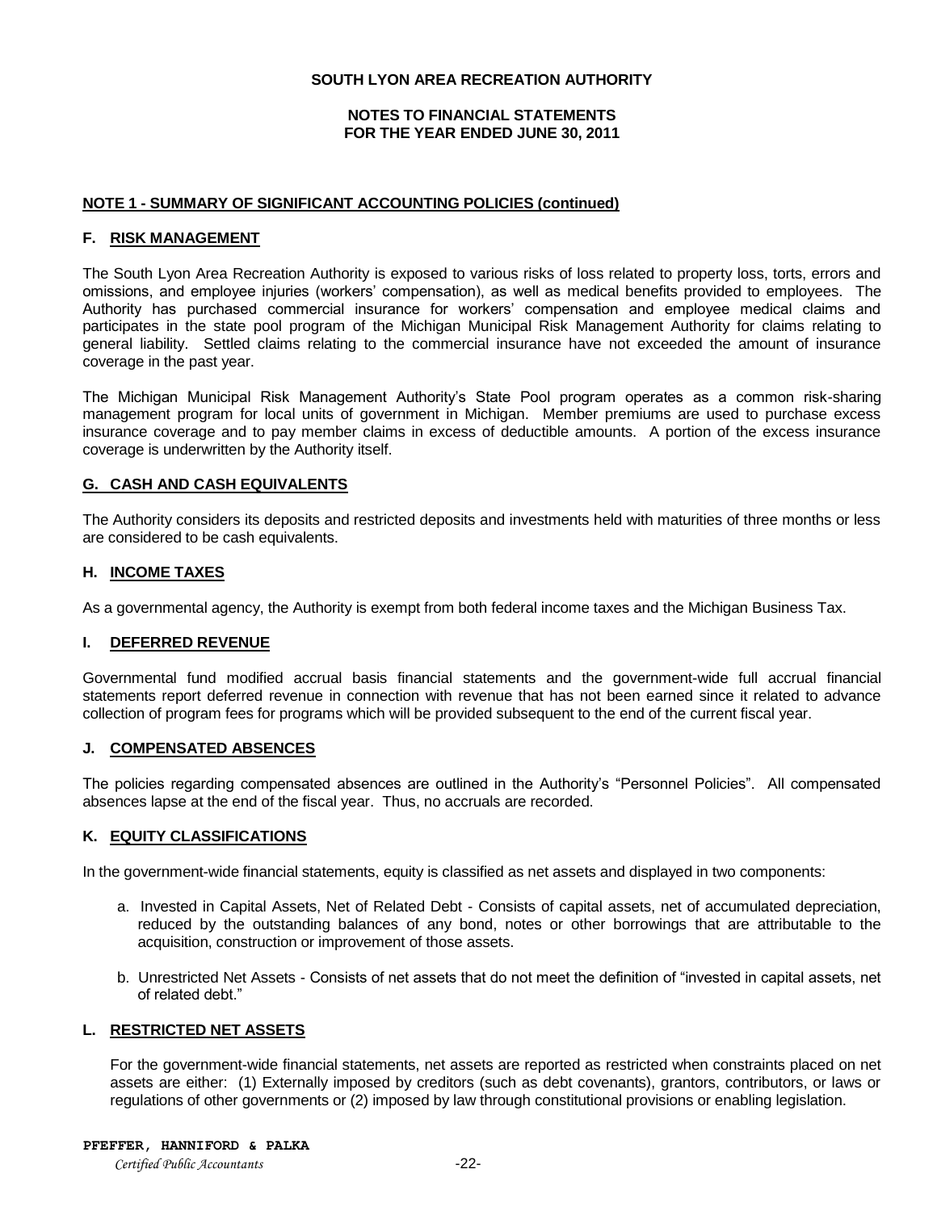## NOTE 1 - SUMMARY OF SIGNIFICANT ACCOUNTING POLICIES (continued)

### F. RISK MANAGEMENT

The South Lyon Area Recreation Authority is exposed to various risks of loss related to property loss, torts, errors and omissions, and employee injuries (workers' compensation), as well as medical benefits provided to employees. The Authority has purchased commercial insurance for workers' compensation and employee medical claims and participates in the state pool program of the Michigan Municipal Risk Management Authority for claims relating to general liability. Settled claims relating to the commercial insurance have not exceeded the amount of insurance coverage in the past year.

The Michigan Municipal Risk Management Authority's State Pool program operates as a common risk-sharing management program for local units of government in Michigan. Member premiums are used to purchase excess insurance coverage and to pay member claims in excess of deductible amounts. A portion of the excess insurance coverage is underwritten by the Authority itself.

### G. CASH AND CASH EQUIVALENTS

The Authority considers its deposits and restricted deposits and investments held with maturities of three months or less are considered to be cash equivalents.

### H. INCOME TAXES

As a governmental agency, the Authority is exempt from both federal income taxes and the Michigan Business Tax.

### I. DEFERRED REVENUE

Governmental fund modified accrual basis financial statements and the government-wide full accrual financial statements report deferred revenue in connection with revenue that has not been earned since it related to advance collection of program fees for programs which will be provided subsequent to the end of the current fiscal year.

### J. COMPENSATED ABSENCES

The policies regarding compensated absences are outlined in the Authority's "Personnel Policies". All compensated absences lapse at the end of the fiscal year. Thus, no accruals are recorded.

### K. EQUITY CLASSIFICATIONS

In the government-wide financial statements, equity is classified as net assets and displayed in two components:

a. Invested in Capital Assets, Net of Related Debt - Consists of capital assets, net of accumulated depreciation, reduced by the outstanding balances of any bond, notes or other borrowings that are attributable to the acquisition, construction or improvement of those assets.

b. Unrestricted Net Assets - Consists of net assets that do not meet the definition of "invested in capital assets, net of related debt."

### L. RESTRICTED NET ASSETS

For the government-wide financial statements, net assets are reported as restricted when constraints placed on net assets are either: (1) Externally imposed by creditors (such as debt covenants), grantors, contributors, or laws or regulations of other governments or (2) imposed by law through constitutional provisions or enabling legislation.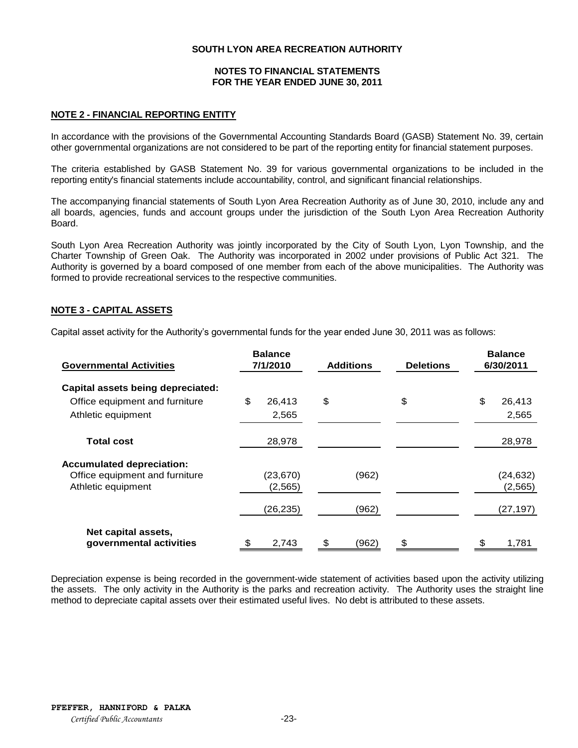**SOUTH LYON AREA RECREATION AUTHORITY**

**NOTES TO FINANCIAL STATEMENTS**
**FOR THE YEAR ENDED JUNE 30, 2011**

## NOTE 2 - FINANCIAL REPORTING ENTITY

In accordance with the provisions of the Governmental Accounting Standards Board (GASB) Statement No. 39, certain other governmental organizations are not considered to be part of the reporting entity for financial statement purposes.

The criteria established by GASB Statement No. 39 for various governmental organizations to be included in the reporting entity's financial statements include accountability, control, and significant financial relationships.

The accompanying financial statements of South Lyon Area Recreation Authority as of June 30, 2010, include any and all boards, agencies, funds and account groups under the jurisdiction of the South Lyon Area Recreation Authority Board.

South Lyon Area Recreation Authority was jointly incorporated by the City of South Lyon, Lyon Township, and the Charter Township of Green Oak. The Authority was incorporated in 2002 under provisions of Public Act 321. The Authority is governed by a board composed of one member from each of the above municipalities. The Authority was formed to provide recreational services to the respective communities.

## NOTE 3 - CAPITAL ASSETS

Capital asset activity for the Authority's governmental funds for the year ended June 30, 2011 was as follows:

| Governmental Activities | Balance 7/1/2010 | Additions | Deletions | Balance 6/30/2011 |
|---|---|---|---|---|
| **Capital assets being depreciated:** | | | | |
| Office equipment and furniture | $ 26,413 | $ | $ | $ 26,413 |
| Athletic equipment | 2,565 | | | 2,565 |
| **Total cost** | 28,978 | | | 28,978 |
| **Accumulated depreciation:** | | | | |
| Office equipment and furniture | (23,670) | (962) | | (24,632) |
| Athletic equipment | (2,565) | | | (2,565) |
| | (26,235) | (962) | | (27,197) |
| **Net capital assets, governmental activities** | $ 2,743 | $ (962) | $ | $ 1,781 |

Depreciation expense is being recorded in the government-wide statement of activities based upon the activity utilizing the assets. The only activity in the Authority is the parks and recreation activity. The Authority uses the straight line method to depreciate capital assets over their estimated useful lives. No debt is attributed to these assets.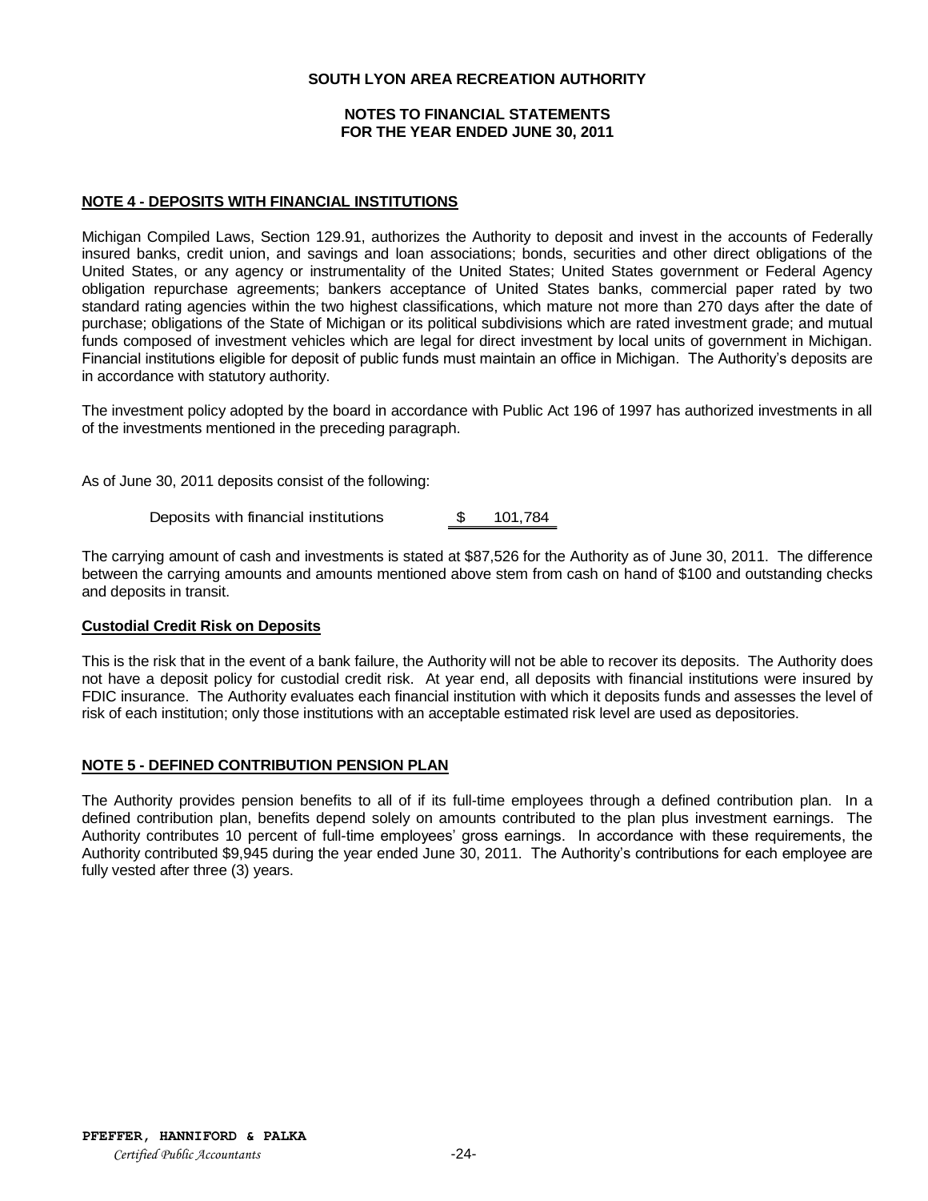**SOUTH LYON AREA RECREATION AUTHORITY**

**NOTES TO FINANCIAL STATEMENTS**
**FOR THE YEAR ENDED JUNE 30, 2011**

## NOTE 4 - DEPOSITS WITH FINANCIAL INSTITUTIONS

Michigan Compiled Laws, Section 129.91, authorizes the Authority to deposit and invest in the accounts of Federally insured banks, credit union, and savings and loan associations; bonds, securities and other direct obligations of the United States, or any agency or instrumentality of the United States; United States government or Federal Agency obligation repurchase agreements; bankers acceptance of United States banks, commercial paper rated by two standard rating agencies within the two highest classifications, which mature not more than 270 days after the date of purchase; obligations of the State of Michigan or its political subdivisions which are rated investment grade; and mutual funds composed of investment vehicles which are legal for direct investment by local units of government in Michigan. Financial institutions eligible for deposit of public funds must maintain an office in Michigan. The Authority's deposits are in accordance with statutory authority.

The investment policy adopted by the board in accordance with Public Act 196 of 1997 has authorized investments in all of the investments mentioned in the preceding paragraph.

As of June 30, 2011 deposits consist of the following:

| | |
|---|---|
| Deposits with financial institutions | $ 101,784 |

The carrying amount of cash and investments is stated at $87,526 for the Authority as of June 30, 2011. The difference between the carrying amounts and amounts mentioned above stem from cash on hand of $100 and outstanding checks and deposits in transit.

### Custodial Credit Risk on Deposits

This is the risk that in the event of a bank failure, the Authority will not be able to recover its deposits. The Authority does not have a deposit policy for custodial credit risk. At year end, all deposits with financial institutions were insured by FDIC insurance. The Authority evaluates each financial institution with which it deposits funds and assesses the level of risk of each institution; only those institutions with an acceptable estimated risk level are used as depositories.

## NOTE 5 - DEFINED CONTRIBUTION PENSION PLAN

The Authority provides pension benefits to all of if its full-time employees through a defined contribution plan. In a defined contribution plan, benefits depend solely on amounts contributed to the plan plus investment earnings. The Authority contributes 10 percent of full-time employees' gross earnings. In accordance with these requirements, the Authority contributed $9,945 during the year ended June 30, 2011. The Authority's contributions for each employee are fully vested after three (3) years.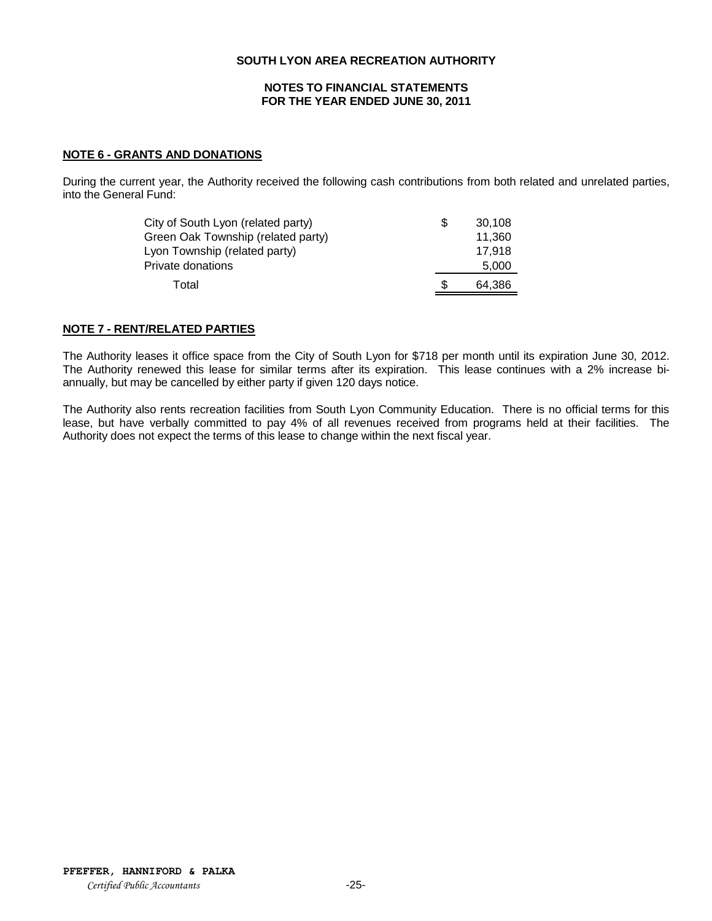# SOUTH LYON AREA RECREATION AUTHORITY

## NOTES TO FINANCIAL STATEMENTS
## FOR THE YEAR ENDED JUNE 30, 2011

### NOTE 6 - GRANTS AND DONATIONS

During the current year, the Authority received the following cash contributions from both related and unrelated parties, into the General Fund:

| | | |
|---|---|---|
| City of South Lyon (related party) | $ | 30,108 |
| Green Oak Township (related party) | | 11,360 |
| Lyon Township (related party) | | 17,918 |
| Private donations | | 5,000 |
| Total | $ | 64,386 |

### NOTE 7 - RENT/RELATED PARTIES

The Authority leases it office space from the City of South Lyon for $718 per month until its expiration June 30, 2012. The Authority renewed this lease for similar terms after its expiration. This lease continues with a 2% increase bi-annually, but may be cancelled by either party if given 120 days notice.

The Authority also rents recreation facilities from South Lyon Community Education. There is no official terms for this lease, but have verbally committed to pay 4% of all revenues received from programs held at their facilities. The Authority does not expect the terms of this lease to change within the next fiscal year.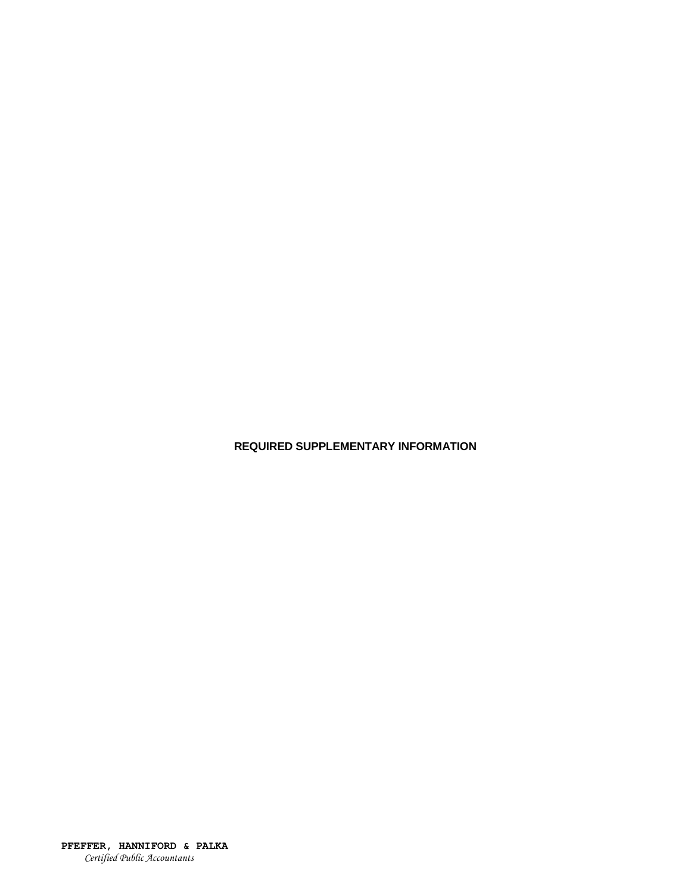# REQUIRED SUPPLEMENTARY INFORMATION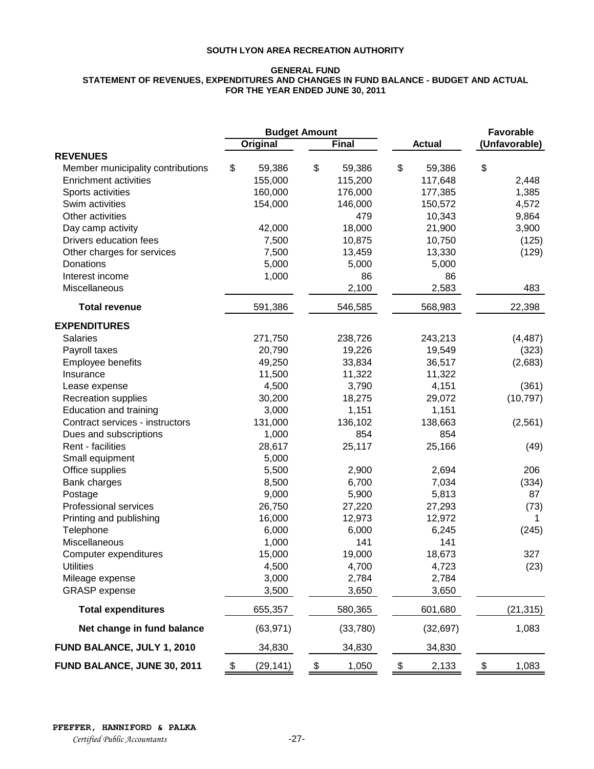**SOUTH LYON AREA RECREATION AUTHORITY**

**GENERAL FUND**
**STATEMENT OF REVENUES, EXPENDITURES AND CHANGES IN FUND BALANCE - BUDGET AND ACTUAL**
**FOR THE YEAR ENDED JUNE 30, 2011**

| | Budget Amount | | | Favorable |
|---|---|---|---|---|
| | Original | Final | Actual | (Unfavorable) |
| **REVENUES** | | | | |
| Member municipality contributions | $ 59,386 | $ 59,386 | $ 59,386 | $ |
| Enrichment activities | 155,000 | 115,200 | 117,648 | 2,448 |
| Sports activities | 160,000 | 176,000 | 177,385 | 1,385 |
| Swim activities | 154,000 | 146,000 | 150,572 | 4,572 |
| Other activities | | 479 | 10,343 | 9,864 |
| Day camp activity | 42,000 | 18,000 | 21,900 | 3,900 |
| Drivers education fees | 7,500 | 10,875 | 10,750 | (125) |
| Other charges for services | 7,500 | 13,459 | 13,330 | (129) |
| Donations | 5,000 | 5,000 | 5,000 | |
| Interest income | 1,000 | 86 | 86 | |
| Miscellaneous | | 2,100 | 2,583 | 483 |
| **Total revenue** | 591,386 | 546,585 | 568,983 | 22,398 |
| **EXPENDITURES** | | | | |
| Salaries | 271,750 | 238,726 | 243,213 | (4,487) |
| Payroll taxes | 20,790 | 19,226 | 19,549 | (323) |
| Employee benefits | 49,250 | 33,834 | 36,517 | (2,683) |
| Insurance | 11,500 | 11,322 | 11,322 | |
| Lease expense | 4,500 | 3,790 | 4,151 | (361) |
| Recreation supplies | 30,200 | 18,275 | 29,072 | (10,797) |
| Education and training | 3,000 | 1,151 | 1,151 | |
| Contract services - instructors | 131,000 | 136,102 | 138,663 | (2,561) |
| Dues and subscriptions | 1,000 | 854 | 854 | |
| Rent - facilities | 28,617 | 25,117 | 25,166 | (49) |
| Small equipment | 5,000 | | | |
| Office supplies | 5,500 | 2,900 | 2,694 | 206 |
| Bank charges | 8,500 | 6,700 | 7,034 | (334) |
| Postage | 9,000 | 5,900 | 5,813 | 87 |
| Professional services | 26,750 | 27,220 | 27,293 | (73) |
| Printing and publishing | 16,000 | 12,973 | 12,972 | 1 |
| Telephone | 6,000 | 6,000 | 6,245 | (245) |
| Miscellaneous | 1,000 | 141 | 141 | |
| Computer expenditures | 15,000 | 19,000 | 18,673 | 327 |
| Utilities | 4,500 | 4,700 | 4,723 | (23) |
| Mileage expense | 3,000 | 2,784 | 2,784 | |
| GRASP expense | 3,500 | 3,650 | 3,650 | |
| **Total expenditures** | 655,357 | 580,365 | 601,680 | (21,315) |
| **Net change in fund balance** | (63,971) | (33,780) | (32,697) | 1,083 |
| **FUND BALANCE, JULY 1, 2010** | 34,830 | 34,830 | 34,830 | |
| **FUND BALANCE, JUNE 30, 2011** | $ (29,141) | $ 1,050 | $ 2,133 | $ 1,083 |

**PFEFFER, HANNIFORD & PALKA**
*Certified Public Accountants*